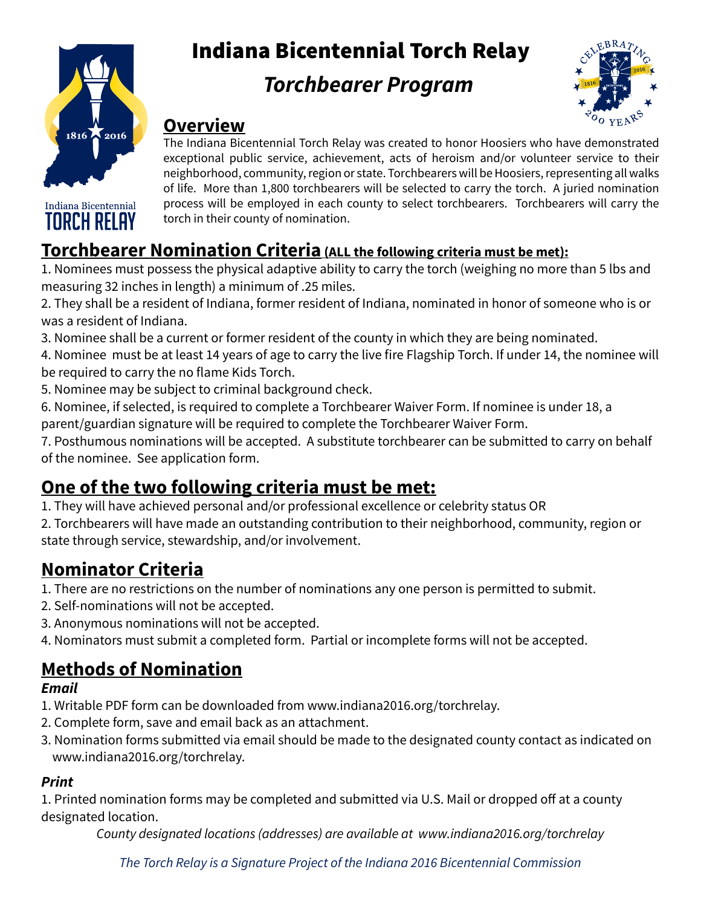# Indiana Bicentennial Torch Relay

## *Torchbearer Program*

## Overview

The Indiana Bicentennial Torch Relay was created to honor Hoosiers who have demonstrated exceptional public service, achievement, acts of heroism and/or volunteer service to their neighborhood, community, region or state. Torchbearers will be Hoosiers, representing all walks of life. More than 1,800 torchbearers will be selected to carry the torch. A juried nomination process will be employed in each county to select torchbearers. Torchbearers will carry the torch in their county of nomination.

## Torchbearer Nomination Criteria (ALL the following criteria must be met):

1. Nominees must possess the physical adaptive ability to carry the torch (weighing no more than 5 lbs and measuring 32 inches in length) a minimum of .25 miles.
2. They shall be a resident of Indiana, former resident of Indiana, nominated in honor of someone who is or was a resident of Indiana.
3. Nominee shall be a current or former resident of the county in which they are being nominated.
4. Nominee must be at least 14 years of age to carry the live fire Flagship Torch. If under 14, the nominee will be required to carry the no flame Kids Torch.
5. Nominee may be subject to criminal background check.
6. Nominee, if selected, is required to complete a Torchbearer Waiver Form. If nominee is under 18, a parent/guardian signature will be required to complete the Torchbearer Waiver Form.
7. Posthumous nominations will be accepted. A substitute torchbearer can be submitted to carry on behalf of the nominee. See application form.

## One of the two following criteria must be met:

1. They will have achieved personal and/or professional excellence or celebrity status OR
2. Torchbearers will have made an outstanding contribution to their neighborhood, community, region or state through service, stewardship, and/or involvement.

## Nominator Criteria

1. There are no restrictions on the number of nominations any one person is permitted to submit.
2. Self-nominations will not be accepted.
3. Anonymous nominations will not be accepted.
4. Nominators must submit a completed form. Partial or incomplete forms will not be accepted.

## Methods of Nomination

### *Email*

1. Writable PDF form can be downloaded from www.indiana2016.org/torchrelay.
2. Complete form, save and email back as an attachment.
3. Nomination forms submitted via email should be made to the designated county contact as indicated on www.indiana2016.org/torchrelay.

### *Print*

1. Printed nomination forms may be completed and submitted via U.S. Mail or dropped off at a county designated location.

*County designated locations (addresses) are available at www.indiana2016.org/torchrelay*

*The Torch Relay is a Signature Project of the Indiana 2016 Bicentennial Commission*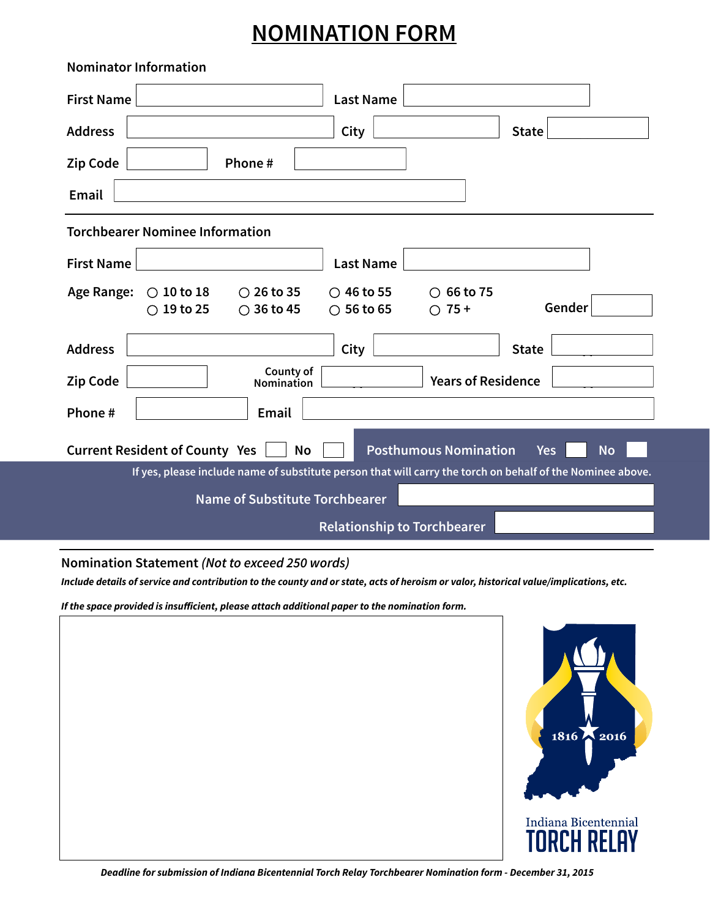# NOMINATION FORM

## Nominator Information

First Name | Last Name

Address | City | State

Zip Code | Phone #

Email

## Torchbearer Nominee Information

First Name | Last Name

Age Range:
- ○ 10 to 18
- ○ 19 to 25
- ○ 26 to 35
- ○ 36 to 45
- ○ 46 to 55
- ○ 56 to 65
- ○ 66 to 75
- ○ 75 +

Gender

Address | City | State

Zip Code | County of Nomination | Years of Residence

Phone # | Email

Current Resident of County Yes ☐ No ☐

Posthumous Nomination Yes ☐ No ☐

If yes, please include name of substitute person that will carry the torch on behalf of the Nominee above.

Name of Substitute Torchbearer

Relationship to Torchbearer

## Nomination Statement *(Not to exceed 250 words)*

***Include details of service and contribution to the county and or state, acts of heroism or valor, historical value/implications, etc.***

***If the space provided is insufficient, please attach additional paper to the nomination form.***

1816 2016

Indiana Bicentennial
TORCH RELAY

***Deadline for submission of Indiana Bicentennial Torch Relay Torchbearer Nomination form - December 31, 2015***